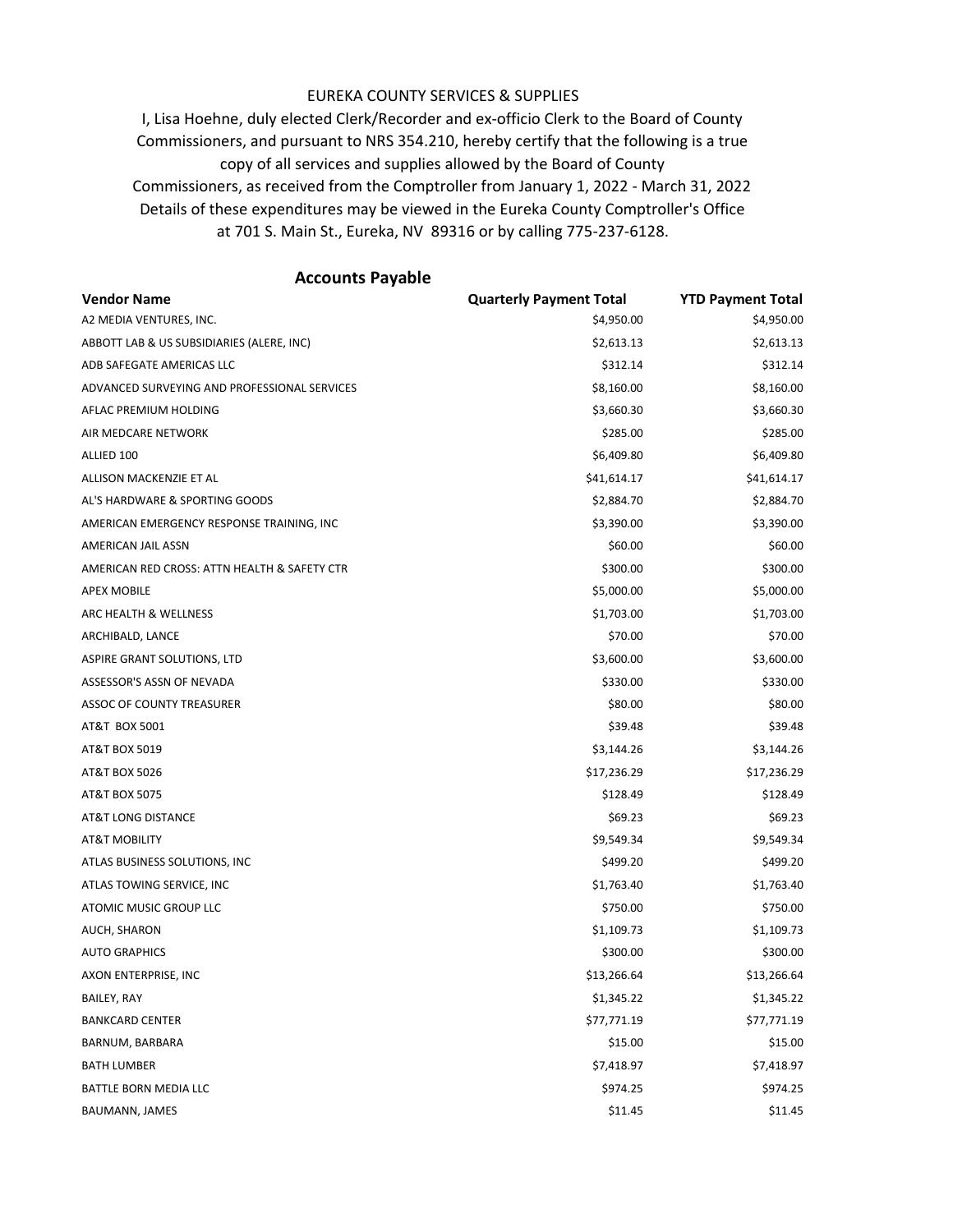EUREKA COUNTY SERVICES & SUPPLIES

I, Lisa Hoehne, duly elected Clerk/Recorder and ex-officio Clerk to the Board of County Commissioners, and pursuant to NRS 354.210, hereby certify that the following is a true copy of all services and supplies allowed by the Board of County Commissioners, as received from the Comptroller from January 1, 2022 - March 31, 2022 Details of these expenditures may be viewed in the Eureka County Comptroller's Office at 701 S. Main St., Eureka, NV 89316 or by calling 775-237-6128.

## Accounts Payable

| Vendor Name | Quarterly Payment Total | YTD Payment Total |
|---|---|---|
| A2 MEDIA VENTURES, INC. | $4,950.00 | $4,950.00 |
| ABBOTT LAB & US SUBSIDIARIES (ALERE, INC) | $2,613.13 | $2,613.13 |
| ADB SAFEGATE AMERICAS LLC | $312.14 | $312.14 |
| ADVANCED SURVEYING AND PROFESSIONAL SERVICES | $8,160.00 | $8,160.00 |
| AFLAC PREMIUM HOLDING | $3,660.30 | $3,660.30 |
| AIR MEDCARE NETWORK | $285.00 | $285.00 |
| ALLIED 100 | $6,409.80 | $6,409.80 |
| ALLISON MACKENZIE ET AL | $41,614.17 | $41,614.17 |
| AL'S HARDWARE & SPORTING GOODS | $2,884.70 | $2,884.70 |
| AMERICAN EMERGENCY RESPONSE TRAINING, INC | $3,390.00 | $3,390.00 |
| AMERICAN JAIL ASSN | $60.00 | $60.00 |
| AMERICAN RED CROSS: ATTN HEALTH & SAFETY CTR | $300.00 | $300.00 |
| APEX MOBILE | $5,000.00 | $5,000.00 |
| ARC HEALTH & WELLNESS | $1,703.00 | $1,703.00 |
| ARCHIBALD, LANCE | $70.00 | $70.00 |
| ASPIRE GRANT SOLUTIONS, LTD | $3,600.00 | $3,600.00 |
| ASSESSOR'S ASSN OF NEVADA | $330.00 | $330.00 |
| ASSOC OF COUNTY TREASURER | $80.00 | $80.00 |
| AT&T BOX 5001 | $39.48 | $39.48 |
| AT&T BOX 5019 | $3,144.26 | $3,144.26 |
| AT&T BOX 5026 | $17,236.29 | $17,236.29 |
| AT&T BOX 5075 | $128.49 | $128.49 |
| AT&T LONG DISTANCE | $69.23 | $69.23 |
| AT&T MOBILITY | $9,549.34 | $9,549.34 |
| ATLAS BUSINESS SOLUTIONS, INC | $499.20 | $499.20 |
| ATLAS TOWING SERVICE, INC | $1,763.40 | $1,763.40 |
| ATOMIC MUSIC GROUP LLC | $750.00 | $750.00 |
| AUCH, SHARON | $1,109.73 | $1,109.73 |
| AUTO GRAPHICS | $300.00 | $300.00 |
| AXON ENTERPRISE, INC | $13,266.64 | $13,266.64 |
| BAILEY, RAY | $1,345.22 | $1,345.22 |
| BANKCARD CENTER | $77,771.19 | $77,771.19 |
| BARNUM, BARBARA | $15.00 | $15.00 |
| BATH LUMBER | $7,418.97 | $7,418.97 |
| BATTLE BORN MEDIA LLC | $974.25 | $974.25 |
| BAUMANN, JAMES | $11.45 | $11.45 |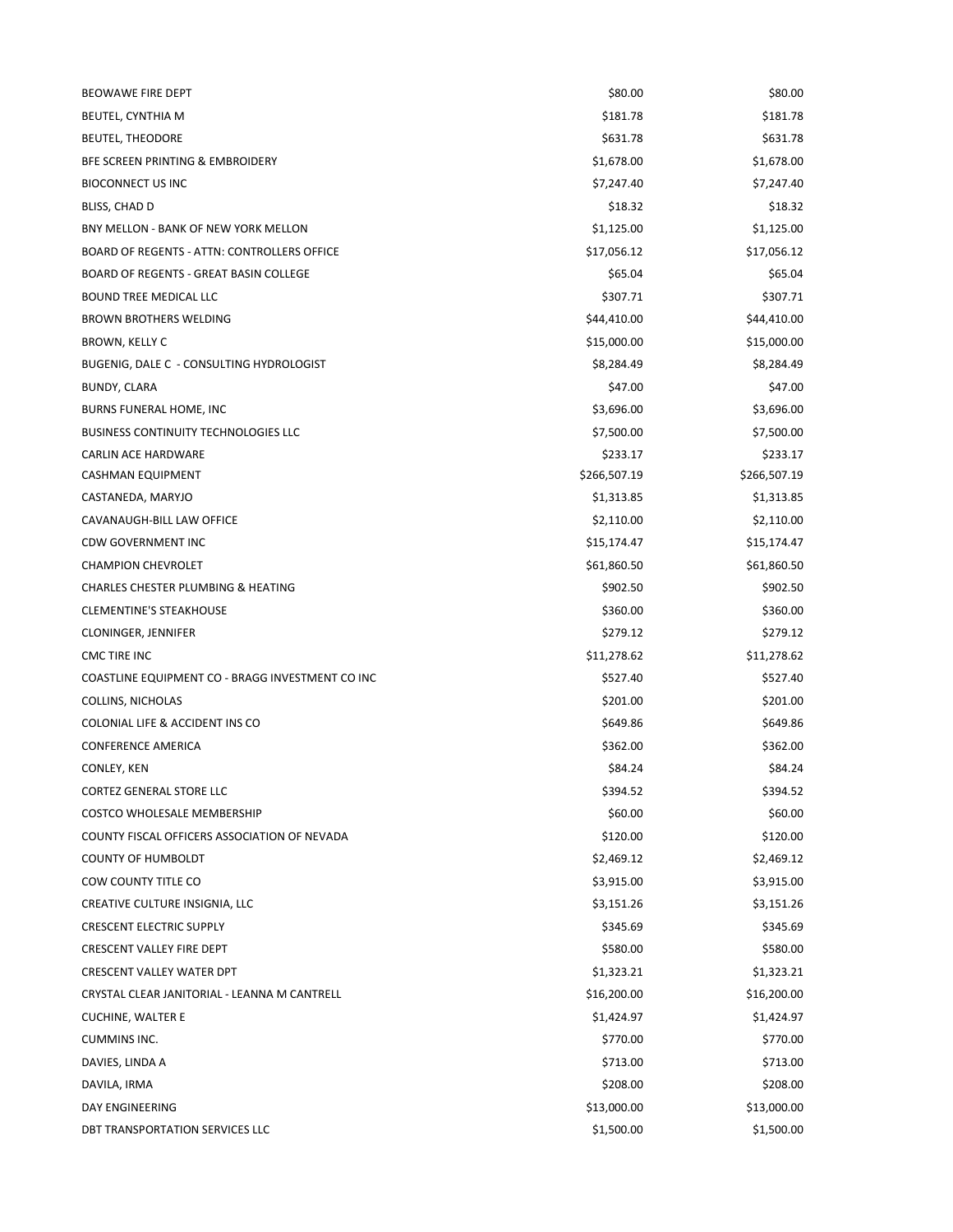| | | |
|---|---|---|
| BEOWAWE FIRE DEPT | $80.00 | $80.00 |
| BEUTEL, CYNTHIA M | $181.78 | $181.78 |
| BEUTEL, THEODORE | $631.78 | $631.78 |
| BFE SCREEN PRINTING & EMBROIDERY | $1,678.00 | $1,678.00 |
| BIOCONNECT US INC | $7,247.40 | $7,247.40 |
| BLISS, CHAD D | $18.32 | $18.32 |
| BNY MELLON - BANK OF NEW YORK MELLON | $1,125.00 | $1,125.00 |
| BOARD OF REGENTS - ATTN: CONTROLLERS OFFICE | $17,056.12 | $17,056.12 |
| BOARD OF REGENTS - GREAT BASIN COLLEGE | $65.04 | $65.04 |
| BOUND TREE MEDICAL LLC | $307.71 | $307.71 |
| BROWN BROTHERS WELDING | $44,410.00 | $44,410.00 |
| BROWN, KELLY C | $15,000.00 | $15,000.00 |
| BUGENIG, DALE C - CONSULTING HYDROLOGIST | $8,284.49 | $8,284.49 |
| BUNDY, CLARA | $47.00 | $47.00 |
| BURNS FUNERAL HOME, INC | $3,696.00 | $3,696.00 |
| BUSINESS CONTINUITY TECHNOLOGIES LLC | $7,500.00 | $7,500.00 |
| CARLIN ACE HARDWARE | $233.17 | $233.17 |
| CASHMAN EQUIPMENT | $266,507.19 | $266,507.19 |
| CASTANEDA, MARYJO | $1,313.85 | $1,313.85 |
| CAVANAUGH-BILL LAW OFFICE | $2,110.00 | $2,110.00 |
| CDW GOVERNMENT INC | $15,174.47 | $15,174.47 |
| CHAMPION CHEVROLET | $61,860.50 | $61,860.50 |
| CHARLES CHESTER PLUMBING & HEATING | $902.50 | $902.50 |
| CLEMENTINE'S STEAKHOUSE | $360.00 | $360.00 |
| CLONINGER, JENNIFER | $279.12 | $279.12 |
| CMC TIRE INC | $11,278.62 | $11,278.62 |
| COASTLINE EQUIPMENT CO - BRAGG INVESTMENT CO INC | $527.40 | $527.40 |
| COLLINS, NICHOLAS | $201.00 | $201.00 |
| COLONIAL LIFE & ACCIDENT INS CO | $649.86 | $649.86 |
| CONFERENCE AMERICA | $362.00 | $362.00 |
| CONLEY, KEN | $84.24 | $84.24 |
| CORTEZ GENERAL STORE LLC | $394.52 | $394.52 |
| COSTCO WHOLESALE MEMBERSHIP | $60.00 | $60.00 |
| COUNTY FISCAL OFFICERS ASSOCIATION OF NEVADA | $120.00 | $120.00 |
| COUNTY OF HUMBOLDT | $2,469.12 | $2,469.12 |
| COW COUNTY TITLE CO | $3,915.00 | $3,915.00 |
| CREATIVE CULTURE INSIGNIA, LLC | $3,151.26 | $3,151.26 |
| CRESCENT ELECTRIC SUPPLY | $345.69 | $345.69 |
| CRESCENT VALLEY FIRE DEPT | $580.00 | $580.00 |
| CRESCENT VALLEY WATER DPT | $1,323.21 | $1,323.21 |
| CRYSTAL CLEAR JANITORIAL - LEANNA M CANTRELL | $16,200.00 | $16,200.00 |
| CUCHINE, WALTER E | $1,424.97 | $1,424.97 |
| CUMMINS INC. | $770.00 | $770.00 |
| DAVIES, LINDA A | $713.00 | $713.00 |
| DAVILA, IRMA | $208.00 | $208.00 |
| DAY ENGINEERING | $13,000.00 | $13,000.00 |
| DBT TRANSPORTATION SERVICES LLC | $1,500.00 | $1,500.00 |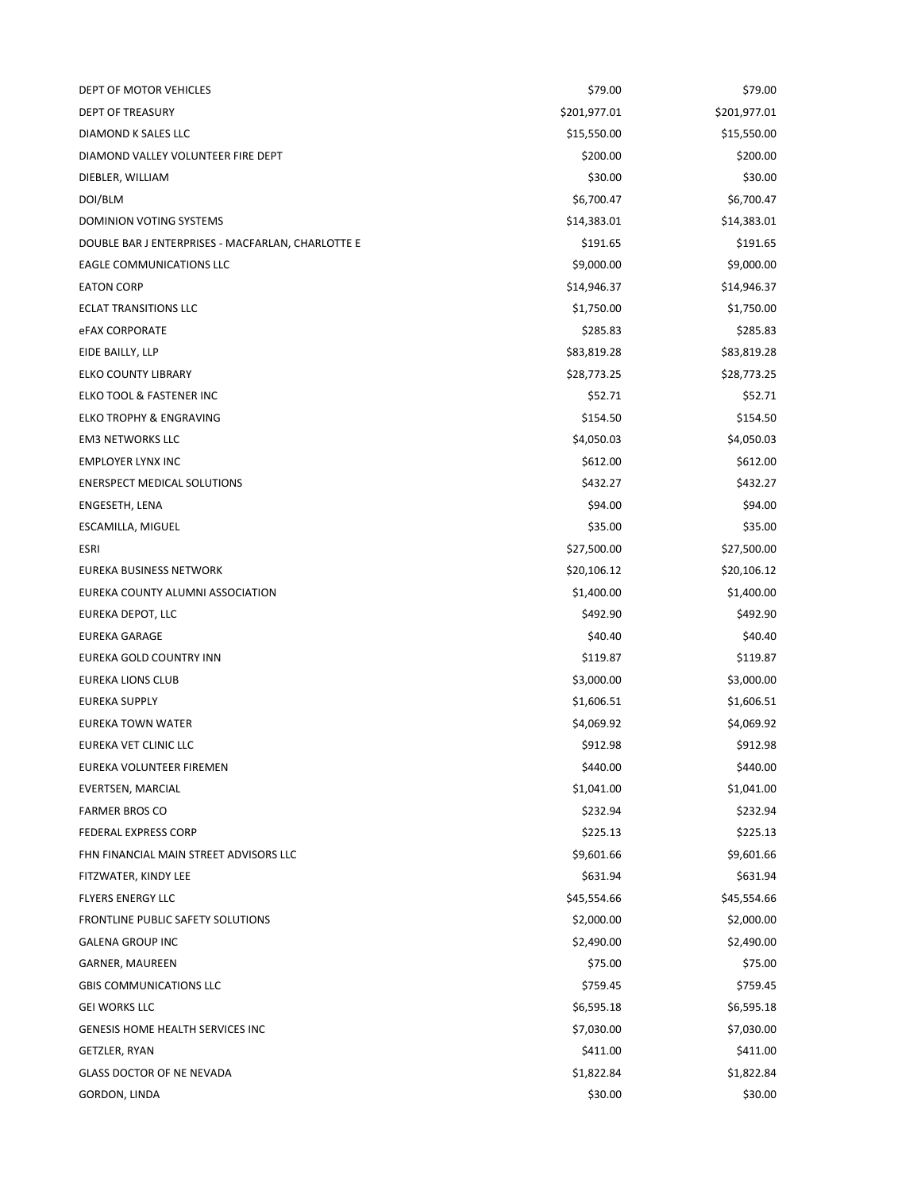| | | |
|---|---|---|
| DEPT OF MOTOR VEHICLES | $79.00 | $79.00 |
| DEPT OF TREASURY | $201,977.01 | $201,977.01 |
| DIAMOND K SALES LLC | $15,550.00 | $15,550.00 |
| DIAMOND VALLEY VOLUNTEER FIRE DEPT | $200.00 | $200.00 |
| DIEBLER, WILLIAM | $30.00 | $30.00 |
| DOI/BLM | $6,700.47 | $6,700.47 |
| DOMINION VOTING SYSTEMS | $14,383.01 | $14,383.01 |
| DOUBLE BAR J ENTERPRISES - MACFARLAN, CHARLOTTE E | $191.65 | $191.65 |
| EAGLE COMMUNICATIONS LLC | $9,000.00 | $9,000.00 |
| EATON CORP | $14,946.37 | $14,946.37 |
| ECLAT TRANSITIONS LLC | $1,750.00 | $1,750.00 |
| eFAX CORPORATE | $285.83 | $285.83 |
| EIDE BAILLY, LLP | $83,819.28 | $83,819.28 |
| ELKO COUNTY LIBRARY | $28,773.25 | $28,773.25 |
| ELKO TOOL & FASTENER INC | $52.71 | $52.71 |
| ELKO TROPHY & ENGRAVING | $154.50 | $154.50 |
| EM3 NETWORKS LLC | $4,050.03 | $4,050.03 |
| EMPLOYER LYNX INC | $612.00 | $612.00 |
| ENERSPECT MEDICAL SOLUTIONS | $432.27 | $432.27 |
| ENGESETH, LENA | $94.00 | $94.00 |
| ESCAMILLA, MIGUEL | $35.00 | $35.00 |
| ESRI | $27,500.00 | $27,500.00 |
| EUREKA BUSINESS NETWORK | $20,106.12 | $20,106.12 |
| EUREKA COUNTY ALUMNI ASSOCIATION | $1,400.00 | $1,400.00 |
| EUREKA DEPOT, LLC | $492.90 | $492.90 |
| EUREKA GARAGE | $40.40 | $40.40 |
| EUREKA GOLD COUNTRY INN | $119.87 | $119.87 |
| EUREKA LIONS CLUB | $3,000.00 | $3,000.00 |
| EUREKA SUPPLY | $1,606.51 | $1,606.51 |
| EUREKA TOWN WATER | $4,069.92 | $4,069.92 |
| EUREKA VET CLINIC LLC | $912.98 | $912.98 |
| EUREKA VOLUNTEER FIREMEN | $440.00 | $440.00 |
| EVERTSEN, MARCIAL | $1,041.00 | $1,041.00 |
| FARMER BROS CO | $232.94 | $232.94 |
| FEDERAL EXPRESS CORP | $225.13 | $225.13 |
| FHN FINANCIAL MAIN STREET ADVISORS LLC | $9,601.66 | $9,601.66 |
| FITZWATER, KINDY LEE | $631.94 | $631.94 |
| FLYERS ENERGY LLC | $45,554.66 | $45,554.66 |
| FRONTLINE PUBLIC SAFETY SOLUTIONS | $2,000.00 | $2,000.00 |
| GALENA GROUP INC | $2,490.00 | $2,490.00 |
| GARNER, MAUREEN | $75.00 | $75.00 |
| GBIS COMMUNICATIONS LLC | $759.45 | $759.45 |
| GEI WORKS LLC | $6,595.18 | $6,595.18 |
| GENESIS HOME HEALTH SERVICES INC | $7,030.00 | $7,030.00 |
| GETZLER, RYAN | $411.00 | $411.00 |
| GLASS DOCTOR OF NE NEVADA | $1,822.84 | $1,822.84 |
| GORDON, LINDA | $30.00 | $30.00 |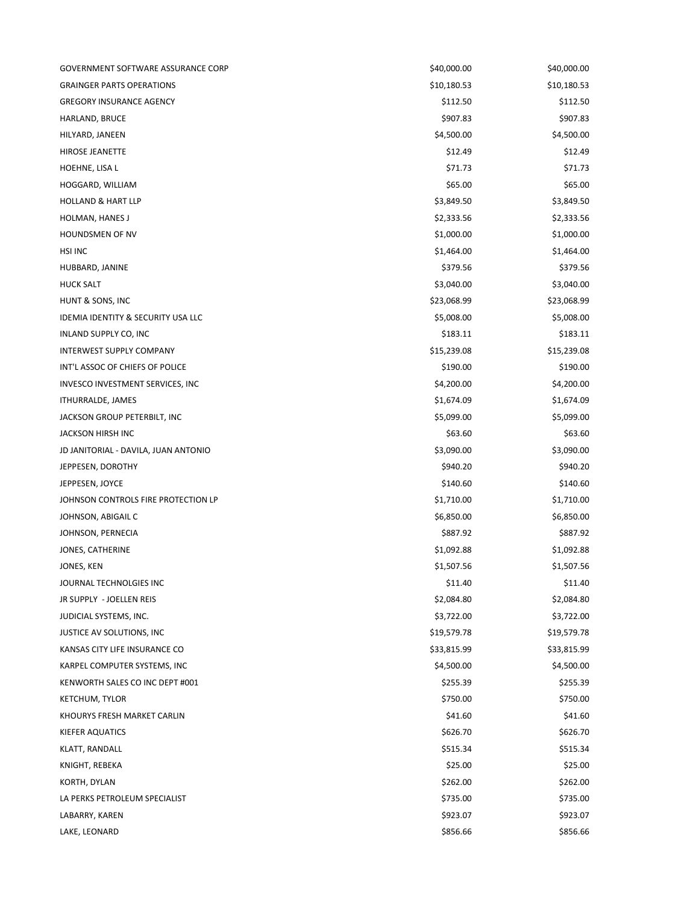| | | |
|---|---|---|
| GOVERNMENT SOFTWARE ASSURANCE CORP | $40,000.00 | $40,000.00 |
| GRAINGER PARTS OPERATIONS | $10,180.53 | $10,180.53 |
| GREGORY INSURANCE AGENCY | $112.50 | $112.50 |
| HARLAND, BRUCE | $907.83 | $907.83 |
| HILYARD, JANEEN | $4,500.00 | $4,500.00 |
| HIROSE JEANETTE | $12.49 | $12.49 |
| HOEHNE, LISA L | $71.73 | $71.73 |
| HOGGARD, WILLIAM | $65.00 | $65.00 |
| HOLLAND & HART LLP | $3,849.50 | $3,849.50 |
| HOLMAN, HANES J | $2,333.56 | $2,333.56 |
| HOUNDSMEN OF NV | $1,000.00 | $1,000.00 |
| HSI INC | $1,464.00 | $1,464.00 |
| HUBBARD, JANINE | $379.56 | $379.56 |
| HUCK SALT | $3,040.00 | $3,040.00 |
| HUNT & SONS, INC | $23,068.99 | $23,068.99 |
| IDEMIA IDENTITY & SECURITY USA LLC | $5,008.00 | $5,008.00 |
| INLAND SUPPLY CO, INC | $183.11 | $183.11 |
| INTERWEST SUPPLY COMPANY | $15,239.08 | $15,239.08 |
| INT'L ASSOC OF CHIEFS OF POLICE | $190.00 | $190.00 |
| INVESCO INVESTMENT SERVICES, INC | $4,200.00 | $4,200.00 |
| ITHURRALDE, JAMES | $1,674.09 | $1,674.09 |
| JACKSON GROUP PETERBILT, INC | $5,099.00 | $5,099.00 |
| JACKSON HIRSH INC | $63.60 | $63.60 |
| JD JANITORIAL - DAVILA, JUAN ANTONIO | $3,090.00 | $3,090.00 |
| JEPPESEN, DOROTHY | $940.20 | $940.20 |
| JEPPESEN, JOYCE | $140.60 | $140.60 |
| JOHNSON CONTROLS FIRE PROTECTION LP | $1,710.00 | $1,710.00 |
| JOHNSON, ABIGAIL C | $6,850.00 | $6,850.00 |
| JOHNSON, PERNECIA | $887.92 | $887.92 |
| JONES, CATHERINE | $1,092.88 | $1,092.88 |
| JONES, KEN | $1,507.56 | $1,507.56 |
| JOURNAL TECHNOLGIES INC | $11.40 | $11.40 |
| JR SUPPLY - JOELLEN REIS | $2,084.80 | $2,084.80 |
| JUDICIAL SYSTEMS, INC. | $3,722.00 | $3,722.00 |
| JUSTICE AV SOLUTIONS, INC | $19,579.78 | $19,579.78 |
| KANSAS CITY LIFE INSURANCE CO | $33,815.99 | $33,815.99 |
| KARPEL COMPUTER SYSTEMS, INC | $4,500.00 | $4,500.00 |
| KENWORTH SALES CO INC DEPT #001 | $255.39 | $255.39 |
| KETCHUM, TYLOR | $750.00 | $750.00 |
| KHOURYS FRESH MARKET CARLIN | $41.60 | $41.60 |
| KIEFER AQUATICS | $626.70 | $626.70 |
| KLATT, RANDALL | $515.34 | $515.34 |
| KNIGHT, REBEKA | $25.00 | $25.00 |
| KORTH, DYLAN | $262.00 | $262.00 |
| LA PERKS PETROLEUM SPECIALIST | $735.00 | $735.00 |
| LABARRY, KAREN | $923.07 | $923.07 |
| LAKE, LEONARD | $856.66 | $856.66 |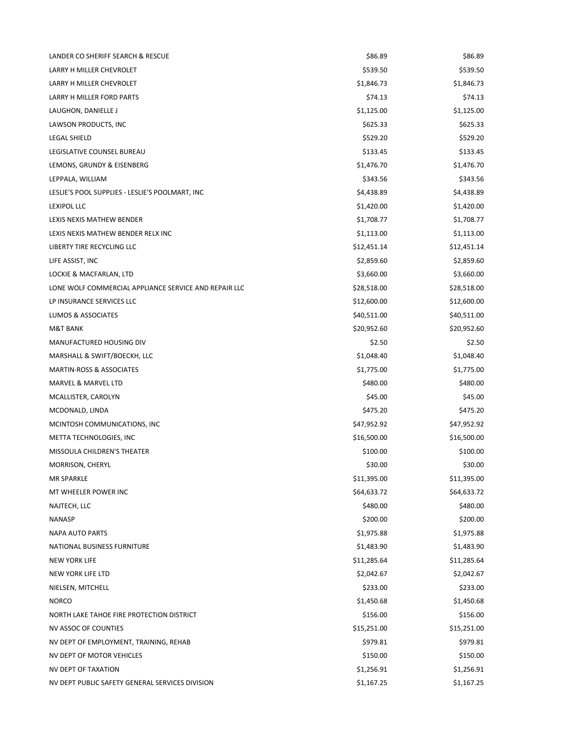| | | |
|---|---|---|
| LANDER CO SHERIFF SEARCH & RESCUE | $86.89 | $86.89 |
| LARRY H MILLER CHEVROLET | $539.50 | $539.50 |
| LARRY H MILLER CHEVROLET | $1,846.73 | $1,846.73 |
| LARRY H MILLER FORD PARTS | $74.13 | $74.13 |
| LAUGHON, DANIELLE J | $1,125.00 | $1,125.00 |
| LAWSON PRODUCTS, INC | $625.33 | $625.33 |
| LEGAL SHIELD | $529.20 | $529.20 |
| LEGISLATIVE COUNSEL BUREAU | $133.45 | $133.45 |
| LEMONS, GRUNDY & EISENBERG | $1,476.70 | $1,476.70 |
| LEPPALA, WILLIAM | $343.56 | $343.56 |
| LESLIE'S POOL SUPPLIES - LESLIE'S POOLMART, INC | $4,438.89 | $4,438.89 |
| LEXIPOL LLC | $1,420.00 | $1,420.00 |
| LEXIS NEXIS MATHEW BENDER | $1,708.77 | $1,708.77 |
| LEXIS NEXIS MATHEW BENDER RELX INC | $1,113.00 | $1,113.00 |
| LIBERTY TIRE RECYCLING LLC | $12,451.14 | $12,451.14 |
| LIFE ASSIST, INC | $2,859.60 | $2,859.60 |
| LOCKIE & MACFARLAN, LTD | $3,660.00 | $3,660.00 |
| LONE WOLF COMMERCIAL APPLIANCE SERVICE AND REPAIR LLC | $28,518.00 | $28,518.00 |
| LP INSURANCE SERVICES LLC | $12,600.00 | $12,600.00 |
| LUMOS & ASSOCIATES | $40,511.00 | $40,511.00 |
| M&T BANK | $20,952.60 | $20,952.60 |
| MANUFACTURED HOUSING DIV | $2.50 | $2.50 |
| MARSHALL & SWIFT/BOECKH, LLC | $1,048.40 | $1,048.40 |
| MARTIN-ROSS & ASSOCIATES | $1,775.00 | $1,775.00 |
| MARVEL & MARVEL LTD | $480.00 | $480.00 |
| MCALLISTER, CAROLYN | $45.00 | $45.00 |
| MCDONALD, LINDA | $475.20 | $475.20 |
| MCINTOSH COMMUNICATIONS, INC | $47,952.92 | $47,952.92 |
| METTA TECHNOLOGIES, INC | $16,500.00 | $16,500.00 |
| MISSOULA CHILDREN'S THEATER | $100.00 | $100.00 |
| MORRISON, CHERYL | $30.00 | $30.00 |
| MR SPARKLE | $11,395.00 | $11,395.00 |
| MT WHEELER POWER INC | $64,633.72 | $64,633.72 |
| NAJTECH, LLC | $480.00 | $480.00 |
| NANASP | $200.00 | $200.00 |
| NAPA AUTO PARTS | $1,975.88 | $1,975.88 |
| NATIONAL BUSINESS FURNITURE | $1,483.90 | $1,483.90 |
| NEW YORK LIFE | $11,285.64 | $11,285.64 |
| NEW YORK LIFE LTD | $2,042.67 | $2,042.67 |
| NIELSEN, MITCHELL | $233.00 | $233.00 |
| NORCO | $1,450.68 | $1,450.68 |
| NORTH LAKE TAHOE FIRE PROTECTION DISTRICT | $156.00 | $156.00 |
| NV ASSOC OF COUNTIES | $15,251.00 | $15,251.00 |
| NV DEPT OF EMPLOYMENT, TRAINING, REHAB | $979.81 | $979.81 |
| NV DEPT OF MOTOR VEHICLES | $150.00 | $150.00 |
| NV DEPT OF TAXATION | $1,256.91 | $1,256.91 |
| NV DEPT PUBLIC SAFETY GENERAL SERVICES DIVISION | $1,167.25 | $1,167.25 |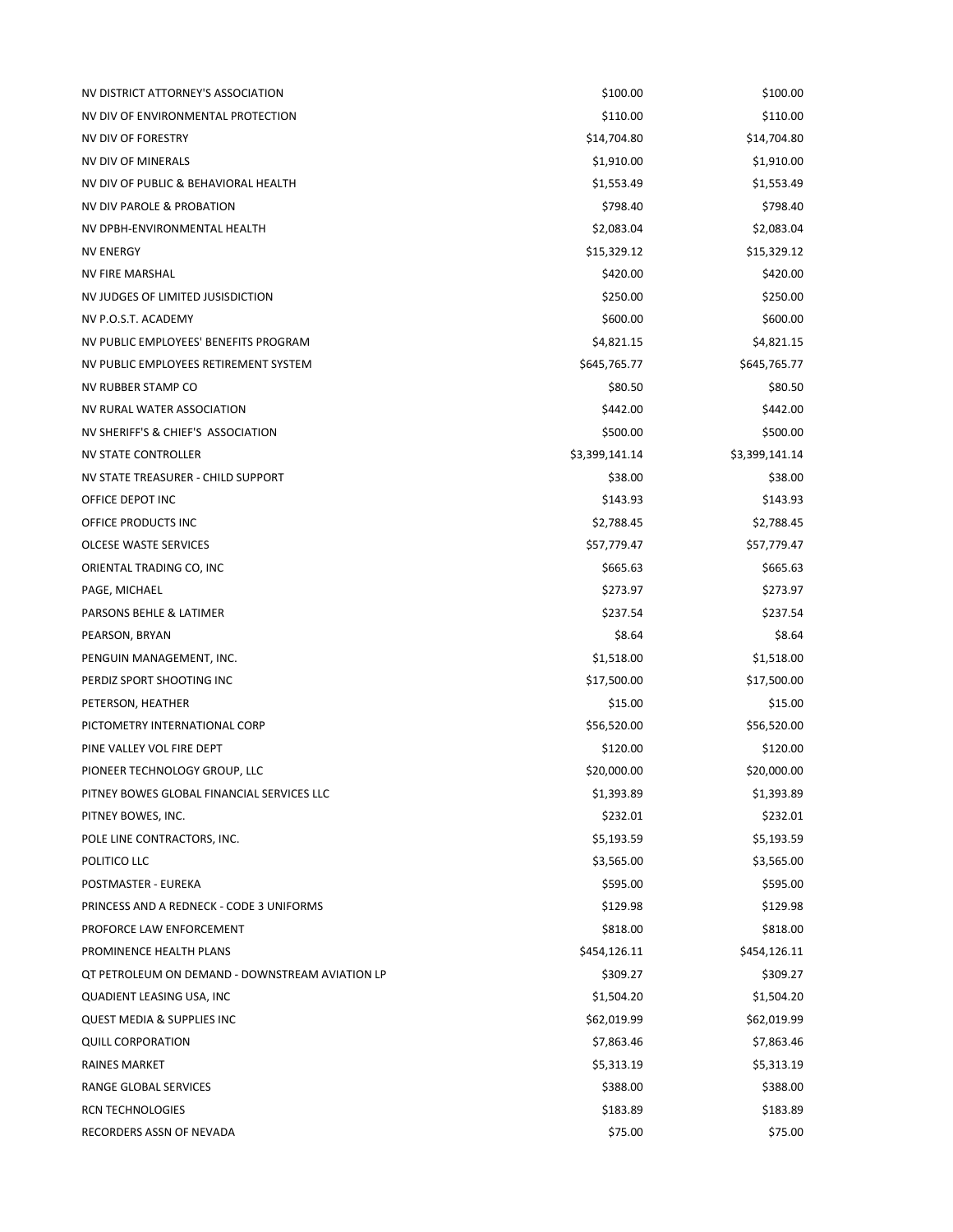| | | |
|---|---|---|
| NV DISTRICT ATTORNEY'S ASSOCIATION | $100.00 | $100.00 |
| NV DIV OF ENVIRONMENTAL PROTECTION | $110.00 | $110.00 |
| NV DIV OF FORESTRY | $14,704.80 | $14,704.80 |
| NV DIV OF MINERALS | $1,910.00 | $1,910.00 |
| NV DIV OF PUBLIC & BEHAVIORAL HEALTH | $1,553.49 | $1,553.49 |
| NV DIV PAROLE & PROBATION | $798.40 | $798.40 |
| NV DPBH-ENVIRONMENTAL HEALTH | $2,083.04 | $2,083.04 |
| NV ENERGY | $15,329.12 | $15,329.12 |
| NV FIRE MARSHAL | $420.00 | $420.00 |
| NV JUDGES OF LIMITED JUSISDICTION | $250.00 | $250.00 |
| NV P.O.S.T. ACADEMY | $600.00 | $600.00 |
| NV PUBLIC EMPLOYEES' BENEFITS PROGRAM | $4,821.15 | $4,821.15 |
| NV PUBLIC EMPLOYEES RETIREMENT SYSTEM | $645,765.77 | $645,765.77 |
| NV RUBBER STAMP CO | $80.50 | $80.50 |
| NV RURAL WATER ASSOCIATION | $442.00 | $442.00 |
| NV SHERIFF'S & CHIEF'S ASSOCIATION | $500.00 | $500.00 |
| NV STATE CONTROLLER | $3,399,141.14 | $3,399,141.14 |
| NV STATE TREASURER - CHILD SUPPORT | $38.00 | $38.00 |
| OFFICE DEPOT INC | $143.93 | $143.93 |
| OFFICE PRODUCTS INC | $2,788.45 | $2,788.45 |
| OLCESE WASTE SERVICES | $57,779.47 | $57,779.47 |
| ORIENTAL TRADING CO, INC | $665.63 | $665.63 |
| PAGE, MICHAEL | $273.97 | $273.97 |
| PARSONS BEHLE & LATIMER | $237.54 | $237.54 |
| PEARSON, BRYAN | $8.64 | $8.64 |
| PENGUIN MANAGEMENT, INC. | $1,518.00 | $1,518.00 |
| PERDIZ SPORT SHOOTING INC | $17,500.00 | $17,500.00 |
| PETERSON, HEATHER | $15.00 | $15.00 |
| PICTOMETRY INTERNATIONAL CORP | $56,520.00 | $56,520.00 |
| PINE VALLEY VOL FIRE DEPT | $120.00 | $120.00 |
| PIONEER TECHNOLOGY GROUP, LLC | $20,000.00 | $20,000.00 |
| PITNEY BOWES GLOBAL FINANCIAL SERVICES LLC | $1,393.89 | $1,393.89 |
| PITNEY BOWES, INC. | $232.01 | $232.01 |
| POLE LINE CONTRACTORS, INC. | $5,193.59 | $5,193.59 |
| POLITICO LLC | $3,565.00 | $3,565.00 |
| POSTMASTER - EUREKA | $595.00 | $595.00 |
| PRINCESS AND A REDNECK - CODE 3 UNIFORMS | $129.98 | $129.98 |
| PROFORCE LAW ENFORCEMENT | $818.00 | $818.00 |
| PROMINENCE HEALTH PLANS | $454,126.11 | $454,126.11 |
| QT PETROLEUM ON DEMAND - DOWNSTREAM AVIATION LP | $309.27 | $309.27 |
| QUADIENT LEASING USA, INC | $1,504.20 | $1,504.20 |
| QUEST MEDIA & SUPPLIES INC | $62,019.99 | $62,019.99 |
| QUILL CORPORATION | $7,863.46 | $7,863.46 |
| RAINES MARKET | $5,313.19 | $5,313.19 |
| RANGE GLOBAL SERVICES | $388.00 | $388.00 |
| RCN TECHNOLOGIES | $183.89 | $183.89 |
| RECORDERS ASSN OF NEVADA | $75.00 | $75.00 |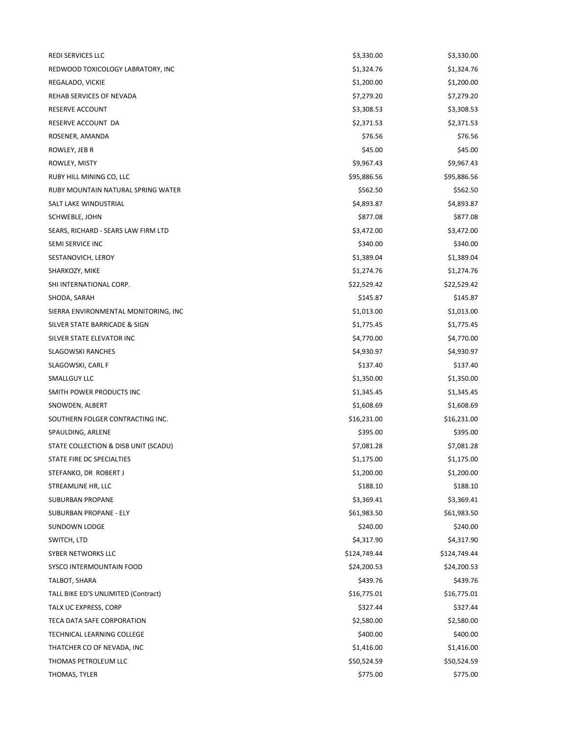| | | |
|---|---|---|
| REDI SERVICES LLC | $3,330.00 | $3,330.00 |
| REDWOOD TOXICOLOGY LABRATORY, INC | $1,324.76 | $1,324.76 |
| REGALADO, VICKIE | $1,200.00 | $1,200.00 |
| REHAB SERVICES OF NEVADA | $7,279.20 | $7,279.20 |
| RESERVE ACCOUNT | $3,308.53 | $3,308.53 |
| RESERVE ACCOUNT DA | $2,371.53 | $2,371.53 |
| ROSENER, AMANDA | $76.56 | $76.56 |
| ROWLEY, JEB R | $45.00 | $45.00 |
| ROWLEY, MISTY | $9,967.43 | $9,967.43 |
| RUBY HILL MINING CO, LLC | $95,886.56 | $95,886.56 |
| RUBY MOUNTAIN NATURAL SPRING WATER | $562.50 | $562.50 |
| SALT LAKE WINDUSTRIAL | $4,893.87 | $4,893.87 |
| SCHWEBLE, JOHN | $877.08 | $877.08 |
| SEARS, RICHARD - SEARS LAW FIRM LTD | $3,472.00 | $3,472.00 |
| SEMI SERVICE INC | $340.00 | $340.00 |
| SESTANOVICH, LEROY | $1,389.04 | $1,389.04 |
| SHARKOZY, MIKE | $1,274.76 | $1,274.76 |
| SHI INTERNATIONAL CORP. | $22,529.42 | $22,529.42 |
| SHODA, SARAH | $145.87 | $145.87 |
| SIERRA ENVIRONMENTAL MONITORING, INC | $1,013.00 | $1,013.00 |
| SILVER STATE BARRICADE & SIGN | $1,775.45 | $1,775.45 |
| SILVER STATE ELEVATOR INC | $4,770.00 | $4,770.00 |
| SLAGOWSKI RANCHES | $4,930.97 | $4,930.97 |
| SLAGOWSKI, CARL F | $137.40 | $137.40 |
| SMALLGUY LLC | $1,350.00 | $1,350.00 |
| SMITH POWER PRODUCTS INC | $1,345.45 | $1,345.45 |
| SNOWDEN, ALBERT | $1,608.69 | $1,608.69 |
| SOUTHERN FOLGER CONTRACTING INC. | $16,231.00 | $16,231.00 |
| SPAULDING, ARLENE | $395.00 | $395.00 |
| STATE COLLECTION & DISB UNIT (SCADU) | $7,081.28 | $7,081.28 |
| STATE FIRE DC SPECIALTIES | $1,175.00 | $1,175.00 |
| STEFANKO, DR ROBERT J | $1,200.00 | $1,200.00 |
| STREAMLINE HR, LLC | $188.10 | $188.10 |
| SUBURBAN PROPANE | $3,369.41 | $3,369.41 |
| SUBURBAN PROPANE - ELY | $61,983.50 | $61,983.50 |
| SUNDOWN LODGE | $240.00 | $240.00 |
| SWITCH, LTD | $4,317.90 | $4,317.90 |
| SYBER NETWORKS LLC | $124,749.44 | $124,749.44 |
| SYSCO INTERMOUNTAIN FOOD | $24,200.53 | $24,200.53 |
| TALBOT, SHARA | $439.76 | $439.76 |
| TALL BIKE ED'S UNLIMITED (Contract) | $16,775.01 | $16,775.01 |
| TALX UC EXPRESS, CORP | $327.44 | $327.44 |
| TECA DATA SAFE CORPORATION | $2,580.00 | $2,580.00 |
| TECHNICAL LEARNING COLLEGE | $400.00 | $400.00 |
| THATCHER CO OF NEVADA, INC | $1,416.00 | $1,416.00 |
| THOMAS PETROLEUM LLC | $50,524.59 | $50,524.59 |
| THOMAS, TYLER | $775.00 | $775.00 |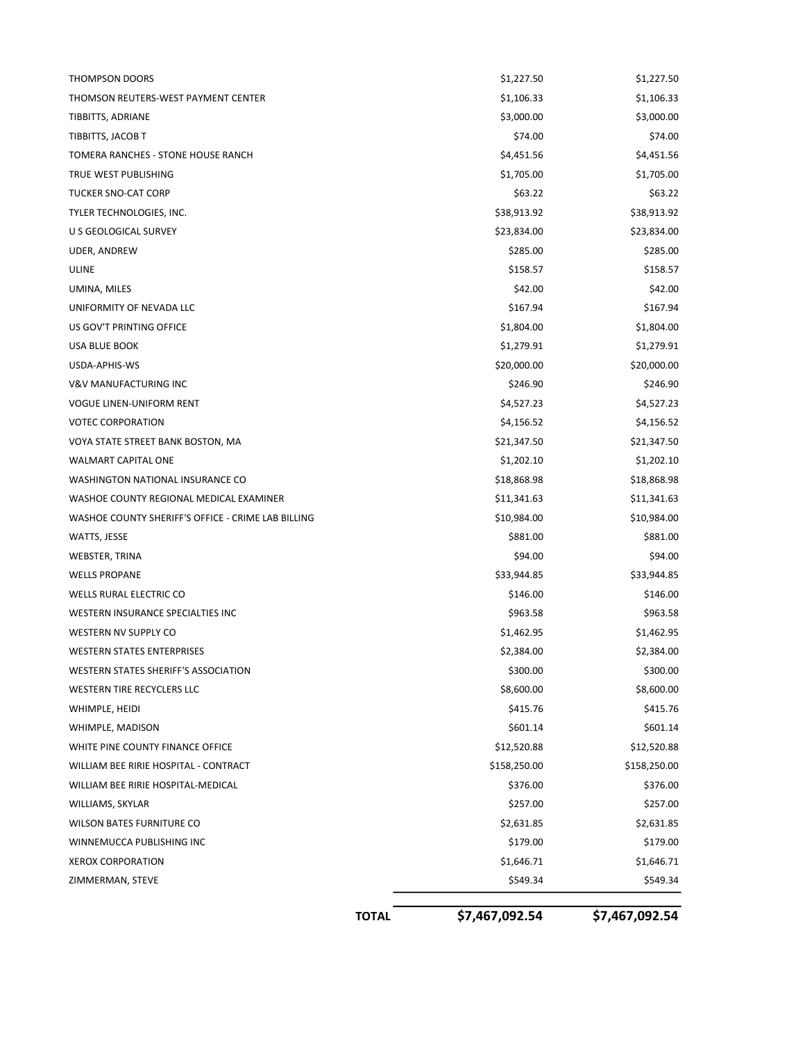| | | |
|---|---|---|
| THOMPSON DOORS | $1,227.50 | $1,227.50 |
| THOMSON REUTERS-WEST PAYMENT CENTER | $1,106.33 | $1,106.33 |
| TIBBITTS, ADRIANE | $3,000.00 | $3,000.00 |
| TIBBITTS, JACOB T | $74.00 | $74.00 |
| TOMERA RANCHES - STONE HOUSE RANCH | $4,451.56 | $4,451.56 |
| TRUE WEST PUBLISHING | $1,705.00 | $1,705.00 |
| TUCKER SNO-CAT CORP | $63.22 | $63.22 |
| TYLER TECHNOLOGIES, INC. | $38,913.92 | $38,913.92 |
| U S GEOLOGICAL SURVEY | $23,834.00 | $23,834.00 |
| UDER, ANDREW | $285.00 | $285.00 |
| ULINE | $158.57 | $158.57 |
| UMINA, MILES | $42.00 | $42.00 |
| UNIFORMITY OF NEVADA LLC | $167.94 | $167.94 |
| US GOV'T PRINTING OFFICE | $1,804.00 | $1,804.00 |
| USA BLUE BOOK | $1,279.91 | $1,279.91 |
| USDA-APHIS-WS | $20,000.00 | $20,000.00 |
| V&V MANUFACTURING INC | $246.90 | $246.90 |
| VOGUE LINEN-UNIFORM RENT | $4,527.23 | $4,527.23 |
| VOTEC CORPORATION | $4,156.52 | $4,156.52 |
| VOYA STATE STREET BANK BOSTON, MA | $21,347.50 | $21,347.50 |
| WALMART CAPITAL ONE | $1,202.10 | $1,202.10 |
| WASHINGTON NATIONAL INSURANCE CO | $18,868.98 | $18,868.98 |
| WASHOE COUNTY REGIONAL MEDICAL EXAMINER | $11,341.63 | $11,341.63 |
| WASHOE COUNTY SHERIFF'S OFFICE - CRIME LAB BILLING | $10,984.00 | $10,984.00 |
| WATTS, JESSE | $881.00 | $881.00 |
| WEBSTER, TRINA | $94.00 | $94.00 |
| WELLS PROPANE | $33,944.85 | $33,944.85 |
| WELLS RURAL ELECTRIC CO | $146.00 | $146.00 |
| WESTERN INSURANCE SPECIALTIES INC | $963.58 | $963.58 |
| WESTERN NV SUPPLY CO | $1,462.95 | $1,462.95 |
| WESTERN STATES ENTERPRISES | $2,384.00 | $2,384.00 |
| WESTERN STATES SHERIFF'S ASSOCIATION | $300.00 | $300.00 |
| WESTERN TIRE RECYCLERS LLC | $8,600.00 | $8,600.00 |
| WHIMPLE, HEIDI | $415.76 | $415.76 |
| WHIMPLE, MADISON | $601.14 | $601.14 |
| WHITE PINE COUNTY FINANCE OFFICE | $12,520.88 | $12,520.88 |
| WILLIAM BEE RIRIE HOSPITAL - CONTRACT | $158,250.00 | $158,250.00 |
| WILLIAM BEE RIRIE HOSPITAL-MEDICAL | $376.00 | $376.00 |
| WILLIAMS, SKYLAR | $257.00 | $257.00 |
| WILSON BATES FURNITURE CO | $2,631.85 | $2,631.85 |
| WINNEMUCCA PUBLISHING INC | $179.00 | $179.00 |
| XEROX CORPORATION | $1,646.71 | $1,646.71 |
| ZIMMERMAN, STEVE | $549.34 | $549.34 |
| **TOTAL** | **$7,467,092.54** | **$7,467,092.54** |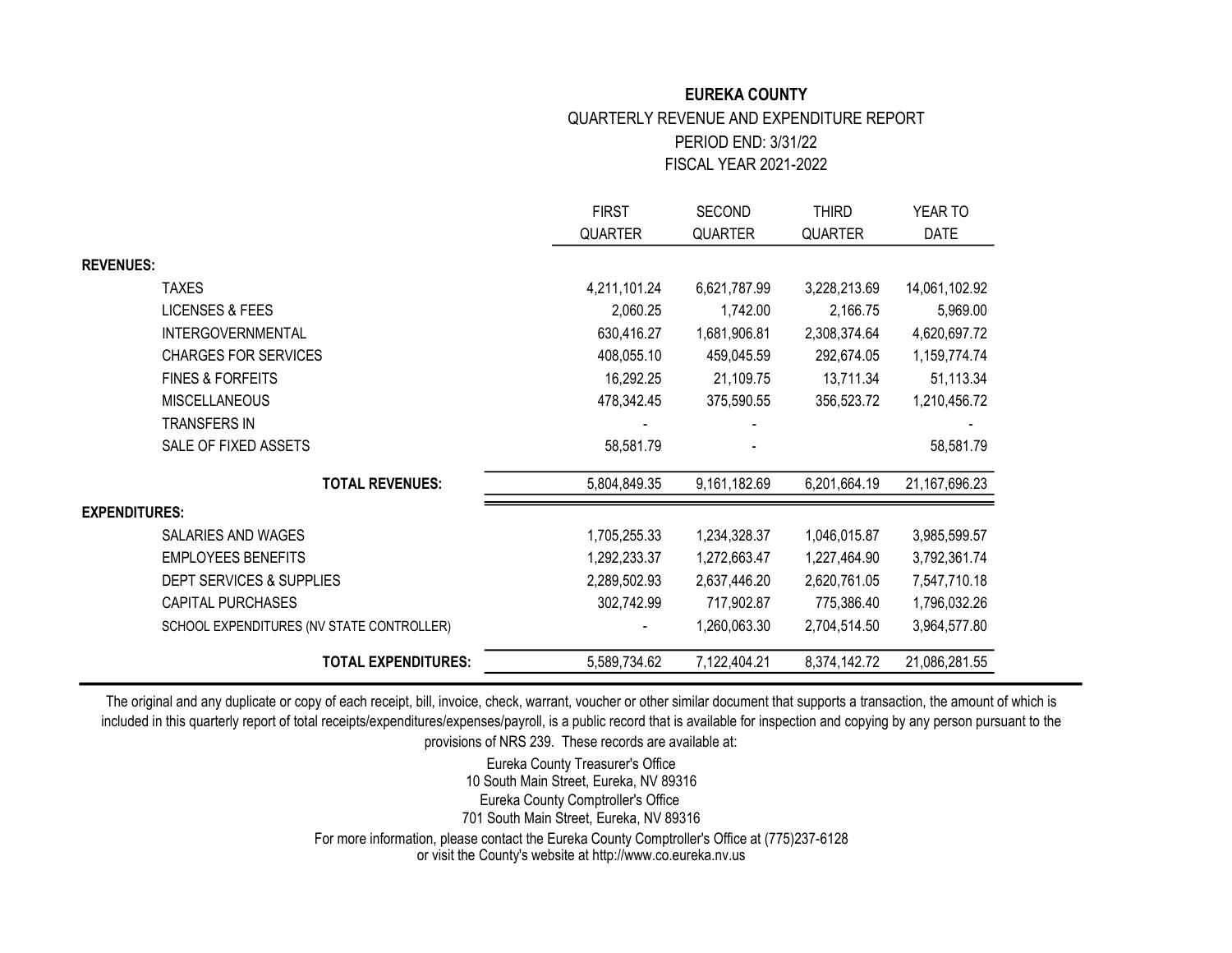**EUREKA COUNTY**

QUARTERLY REVENUE AND EXPENDITURE REPORT

PERIOD END: 3/31/22

FISCAL YEAR 2021-2022

| | FIRST QUARTER | SECOND QUARTER | THIRD QUARTER | YEAR TO DATE |
|---|---|---|---|---|
| **REVENUES:** | | | | |
| TAXES | 4,211,101.24 | 6,621,787.99 | 3,228,213.69 | 14,061,102.92 |
| LICENSES & FEES | 2,060.25 | 1,742.00 | 2,166.75 | 5,969.00 |
| INTERGOVERNMENTAL | 630,416.27 | 1,681,906.81 | 2,308,374.64 | 4,620,697.72 |
| CHARGES FOR SERVICES | 408,055.10 | 459,045.59 | 292,674.05 | 1,159,774.74 |
| FINES & FORFEITS | 16,292.25 | 21,109.75 | 13,711.34 | 51,113.34 |
| MISCELLANEOUS | 478,342.45 | 375,590.55 | 356,523.72 | 1,210,456.72 |
| TRANSFERS IN | - | - | | - |
| SALE OF FIXED ASSETS | 58,581.79 | - | | 58,581.79 |
| **TOTAL REVENUES:** | 5,804,849.35 | 9,161,182.69 | 6,201,664.19 | 21,167,696.23 |
| **EXPENDITURES:** | | | | |
| SALARIES AND WAGES | 1,705,255.33 | 1,234,328.37 | 1,046,015.87 | 3,985,599.57 |
| EMPLOYEES BENEFITS | 1,292,233.37 | 1,272,663.47 | 1,227,464.90 | 3,792,361.74 |
| DEPT SERVICES & SUPPLIES | 2,289,502.93 | 2,637,446.20 | 2,620,761.05 | 7,547,710.18 |
| CAPITAL PURCHASES | 302,742.99 | 717,902.87 | 775,386.40 | 1,796,032.26 |
| SCHOOL EXPENDITURES (NV STATE CONTROLLER) | - | 1,260,063.30 | 2,704,514.50 | 3,964,577.80 |
| **TOTAL EXPENDITURES:** | 5,589,734.62 | 7,122,404.21 | 8,374,142.72 | 21,086,281.55 |

The original and any duplicate or copy of each receipt, bill, invoice, check, warrant, voucher or other similar document that supports a transaction, the amount of which is included in this quarterly report of total receipts/expenditures/expenses/payroll, is a public record that is available for inspection and copying by any person pursuant to the provisions of NRS 239. These records are available at:

Eureka County Treasurer's Office
10 South Main Street, Eureka, NV 89316
Eureka County Comptroller's Office
701 South Main Street, Eureka, NV 89316

For more information, please contact the Eureka County Comptroller's Office at (775)237-6128
or visit the County's website at http://www.co.eureka.nv.us